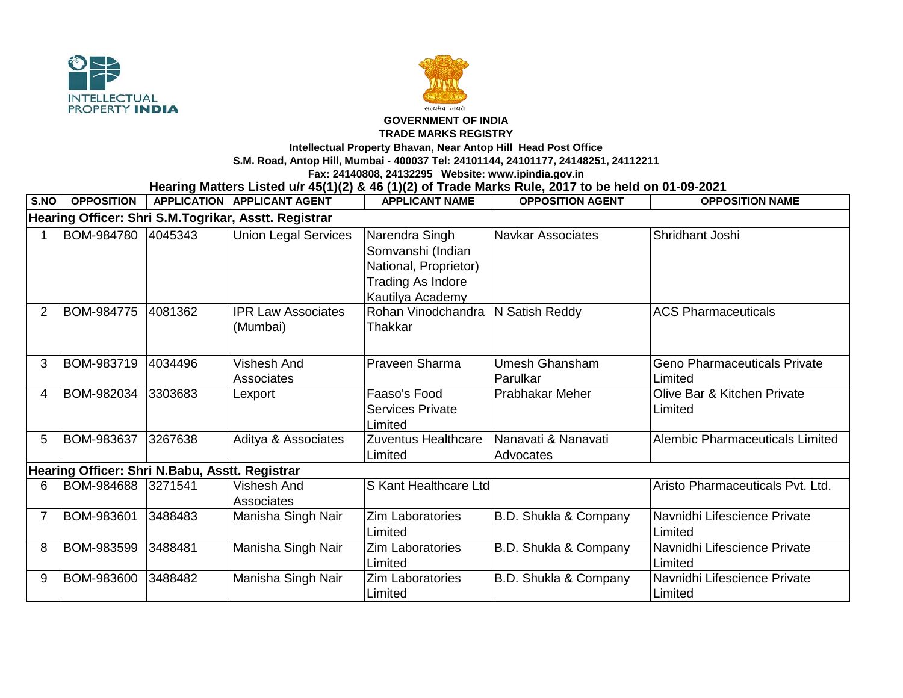**INTELLECTUAL PROPERTY INDIA**

सत्यमेव जयते

**GOVERNMENT OF INDIA**

**TRADE MARKS REGISTRY**

**Intellectual Property Bhavan, Near Antop Hill Head Post Office**

**S.M. Road, Antop Hill, Mumbai - 400037 Tel: 24101144, 24101177, 24148251, 24112211**

**Fax: 24140808, 24132295 Website: www.ipindia.gov.in**

## Hearing Matters Listed u/r 45(1)(2) & 46 (1)(2) of Trade Marks Rule, 2017 to be held on 01-09-2021

| S.NO | OPPOSITION | APPLICATION | APPLICANT AGENT | APPLICANT NAME | OPPOSITION AGENT | OPPOSITION NAME |
|---|---|---|---|---|---|---|
| **Hearing Officer: Shri S.M.Togrikar, Asstt. Registrar** | | | | | | |
| 1 | BOM-984780 | 4045343 | Union Legal Services | Narendra Singh Somvanshi (Indian National, Proprietor) Trading As Indore Kautilya Academy | Navkar Associates | Shridhant Joshi |
| 2 | BOM-984775 | 4081362 | IPR Law Associates (Mumbai) | Rohan Vinodchandra Thakkar | N Satish Reddy | ACS Pharmaceuticals |
| 3 | BOM-983719 | 4034496 | Vishesh And Associates | Praveen Sharma | Umesh Ghansham Parulkar | Geno Pharmaceuticals Private Limited |
| 4 | BOM-982034 | 3303683 | Lexport | Faaso's Food Services Private Limited | Prabhakar Meher | Olive Bar & Kitchen Private Limited |
| 5 | BOM-983637 | 3267638 | Aditya & Associates | Zuventus Healthcare Limited | Nanavati & Nanavati Advocates | Alembic Pharmaceuticals Limited |
| **Hearing Officer: Shri N.Babu, Asstt. Registrar** | | | | | | |
| 6 | BOM-984688 | 3271541 | Vishesh And Associates | S Kant Healthcare Ltd | | Aristo Pharmaceuticals Pvt. Ltd. |
| 7 | BOM-983601 | 3488483 | Manisha Singh Nair | Zim Laboratories Limited | B.D. Shukla & Company | Navnidhi Lifescience Private Limited |
| 8 | BOM-983599 | 3488481 | Manisha Singh Nair | Zim Laboratories Limited | B.D. Shukla & Company | Navnidhi Lifescience Private Limited |
| 9 | BOM-983600 | 3488482 | Manisha Singh Nair | Zim Laboratories Limited | B.D. Shukla & Company | Navnidhi Lifescience Private Limited |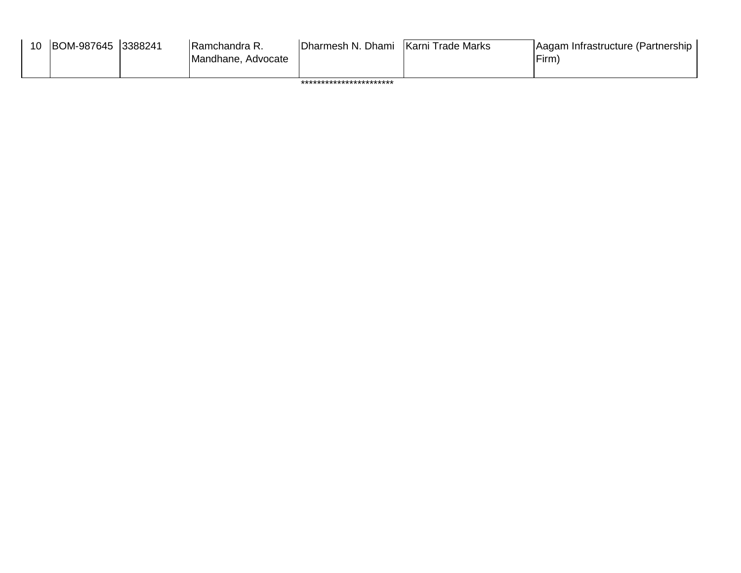| | | | | | | |
|---|---|---|---|---|---|---|
| 10 | BOM-987645 | 3388241 | Ramchandra R. Mandhane, Advocate | Dharmesh N. Dhami | Karni Trade Marks | Aagam Infrastructure (Partnership Firm) |

***********************